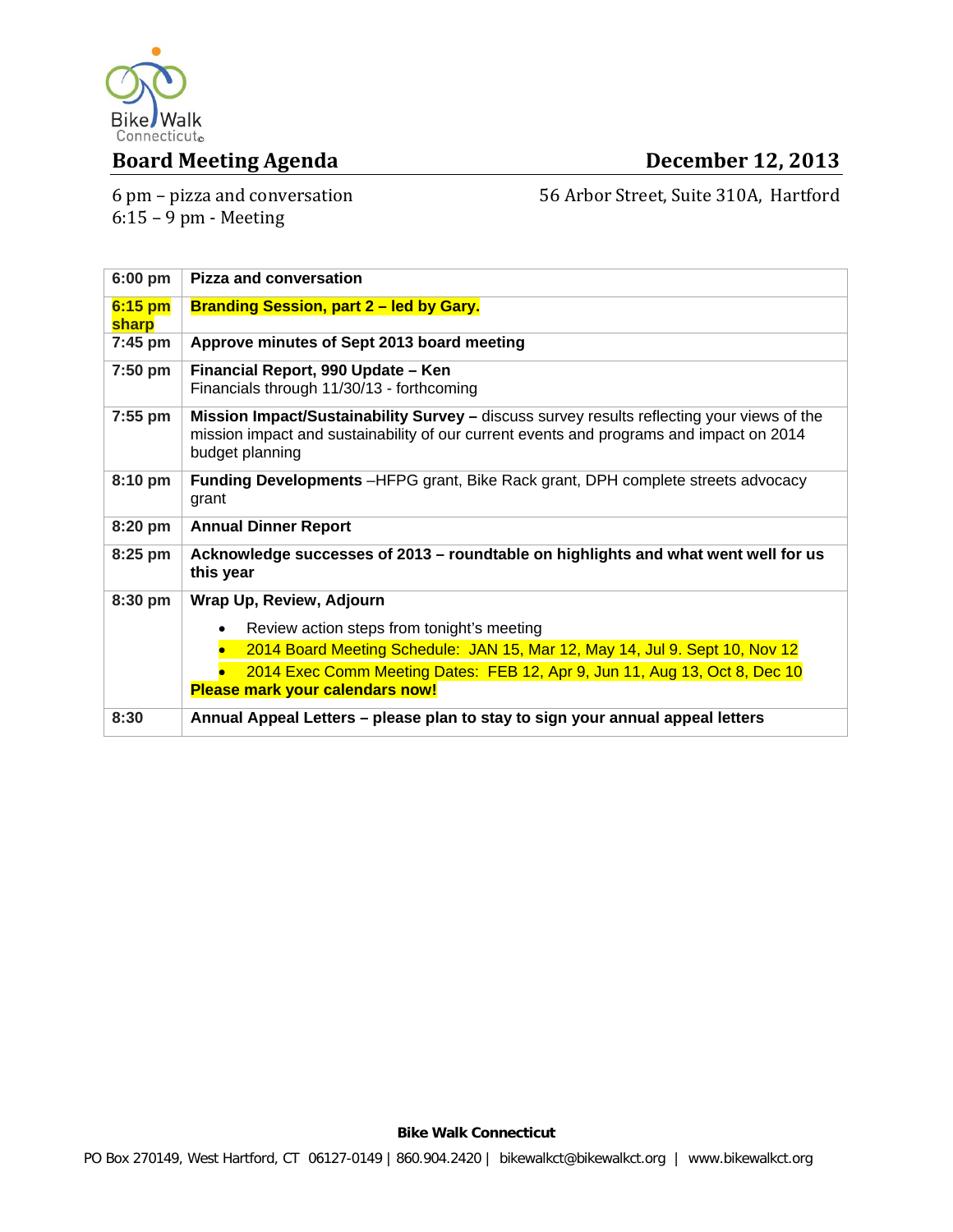Bike Walk Connecticut

# Board Meeting Agenda

**December 12, 2013**

6 pm – pizza and conversation
6:15 – 9 pm - Meeting

56 Arbor Street, Suite 310A, Hartford

| | |
|---|---|
| **6:00 pm** | **Pizza and conversation** |
| **6:15 pm sharp** | **Branding Session, part 2 – led by Gary.** |
| **7:45 pm** | **Approve minutes of Sept 2013 board meeting** |
| **7:50 pm** | **Financial Report, 990 Update – Ken**<br>Financials through 11/30/13 - forthcoming |
| **7:55 pm** | **Mission Impact/Sustainability Survey –** discuss survey results reflecting your views of the mission impact and sustainability of our current events and programs and impact on 2014 budget planning |
| **8:10 pm** | **Funding Developments** –HFPG grant, Bike Rack grant, DPH complete streets advocacy grant |
| **8:20 pm** | **Annual Dinner Report** |
| **8:25 pm** | **Acknowledge successes of 2013 – roundtable on highlights and what went well for us this year** |
| **8:30 pm** | **Wrap Up, Review, Adjourn**<br>• Review action steps from tonight's meeting<br>• 2014 Board Meeting Schedule: JAN 15, Mar 12, May 14, Jul 9. Sept 10, Nov 12<br>• 2014 Exec Comm Meeting Dates: FEB 12, Apr 9, Jun 11, Aug 13, Oct 8, Dec 10<br>**Please mark your calendars now!** |
| **8:30** | **Annual Appeal Letters – please plan to stay to sign your annual appeal letters** |

**Bike Walk Connecticut**

PO Box 270149, West Hartford, CT 06127-0149 | 860.904.2420 | bikewalkct@bikewalkct.org | www.bikewalkct.org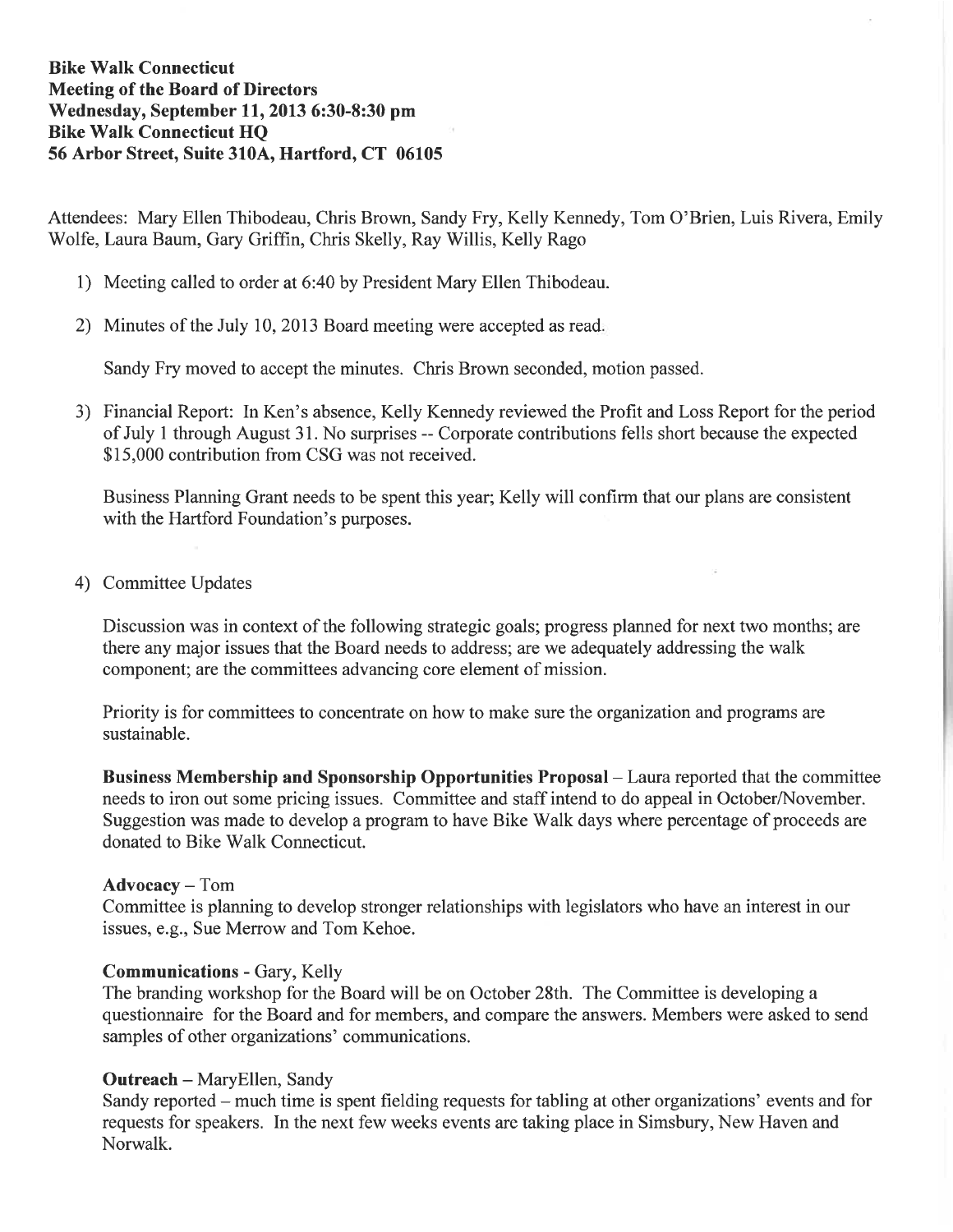**Bike Walk Connecticut**
**Meeting of the Board of Directors**
**Wednesday, September 11, 2013 6:30-8:30 pm**
**Bike Walk Connecticut HQ**
**56 Arbor Street, Suite 310A, Hartford, CT 06105**

Attendees: Mary Ellen Thibodeau, Chris Brown, Sandy Fry, Kelly Kennedy, Tom O'Brien, Luis Rivera, Emily Wolfe, Laura Baum, Gary Griffin, Chris Skelly, Ray Willis, Kelly Rago

1) Meeting called to order at 6:40 by President Mary Ellen Thibodeau.

2) Minutes of the July 10, 2013 Board meeting were accepted as read.

   Sandy Fry moved to accept the minutes. Chris Brown seconded, motion passed.

3) Financial Report: In Ken's absence, Kelly Kennedy reviewed the Profit and Loss Report for the period of July 1 through August 31. No surprises -- Corporate contributions fells short because the expected $15,000 contribution from CSG was not received.

   Business Planning Grant needs to be spent this year; Kelly will confirm that our plans are consistent with the Hartford Foundation's purposes.

4) Committee Updates

   Discussion was in context of the following strategic goals; progress planned for next two months; are there any major issues that the Board needs to address; are we adequately addressing the walk component; are the committees advancing core element of mission.

   Priority is for committees to concentrate on how to make sure the organization and programs are sustainable.

   **Business Membership and Sponsorship Opportunities Proposal** – Laura reported that the committee needs to iron out some pricing issues. Committee and staff intend to do appeal in October/November. Suggestion was made to develop a program to have Bike Walk days where percentage of proceeds are donated to Bike Walk Connecticut.

   **Advocacy** – Tom
   Committee is planning to develop stronger relationships with legislators who have an interest in our issues, e.g., Sue Merrow and Tom Kehoe.

   **Communications** - Gary, Kelly
   The branding workshop for the Board will be on October 28th. The Committee is developing a questionnaire for the Board and for members, and compare the answers. Members were asked to send samples of other organizations' communications.

   **Outreach** – MaryEllen, Sandy
   Sandy reported – much time is spent fielding requests for tabling at other organizations' events and for requests for speakers. In the next few weeks events are taking place in Simsbury, New Haven and Norwalk.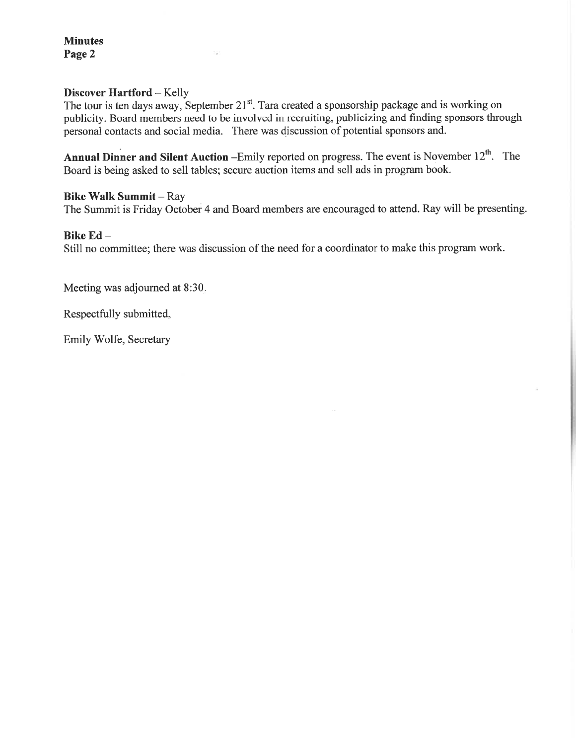**Minutes**
**Page 2**

**Discover Hartford** – Kelly
The tour is ten days away, September 21st. Tara created a sponsorship package and is working on publicity. Board members need to be involved in recruiting, publicizing and finding sponsors through personal contacts and social media. There was discussion of potential sponsors and.

**Annual Dinner and Silent Auction** –Emily reported on progress. The event is November 12th. The Board is being asked to sell tables; secure auction items and sell ads in program book.

**Bike Walk Summit** – Ray
The Summit is Friday October 4 and Board members are encouraged to attend. Ray will be presenting.

**Bike Ed** –
Still no committee; there was discussion of the need for a coordinator to make this program work.

Meeting was adjourned at 8:30.

Respectfully submitted,

Emily Wolfe, Secretary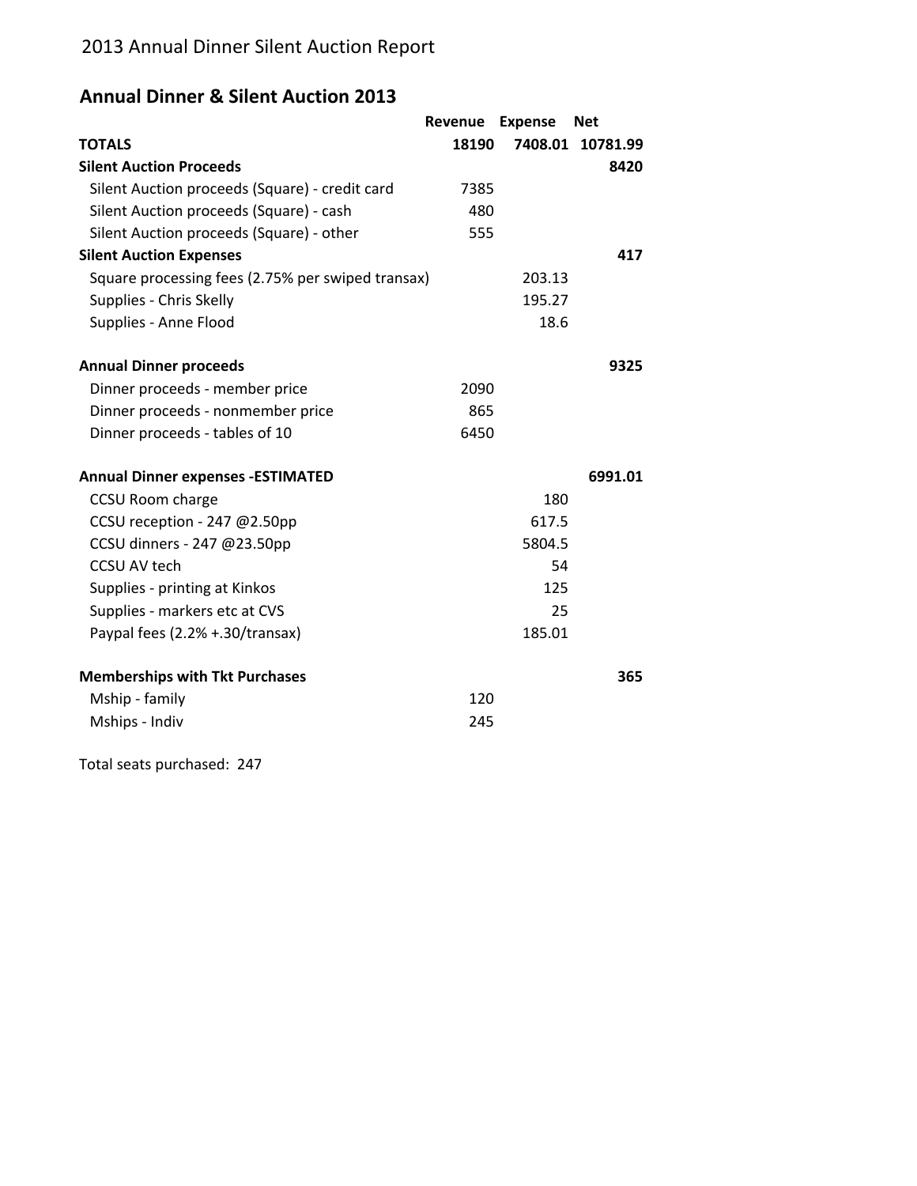# 2013 Annual Dinner Silent Auction Report

## Annual Dinner & Silent Auction 2013

| | Revenue | Expense | Net |
|---|---|---|---|
| **TOTALS** | **18190** | **7408.01** | **10781.99** |
| **Silent Auction Proceeds** | | | **8420** |
| Silent Auction proceeds (Square) - credit card | 7385 | | |
| Silent Auction proceeds (Square) - cash | 480 | | |
| Silent Auction proceeds (Square) - other | 555 | | |
| **Silent Auction Expenses** | | | **417** |
| Square processing fees (2.75% per swiped transax) | | 203.13 | |
| Supplies - Chris Skelly | | 195.27 | |
| Supplies - Anne Flood | | 18.6 | |
| | | | |
| **Annual Dinner proceeds** | | | **9325** |
| Dinner proceeds - member price | 2090 | | |
| Dinner proceeds - nonmember price | 865 | | |
| Dinner proceeds - tables of 10 | 6450 | | |
| | | | |
| **Annual Dinner expenses -ESTIMATED** | | | **6991.01** |
| CCSU Room charge | | 180 | |
| CCSU reception - 247 @2.50pp | | 617.5 | |
| CCSU dinners - 247 @23.50pp | | 5804.5 | |
| CCSU AV tech | | 54 | |
| Supplies - printing at Kinkos | | 125 | |
| Supplies - markers etc at CVS | | 25 | |
| Paypal fees (2.2% +.30/transax) | | 185.01 | |
| | | | |
| **Memberships with Tkt Purchases** | | | **365** |
| Mship - family | 120 | | |
| Mships - Indiv | 245 | | |

Total seats purchased: 247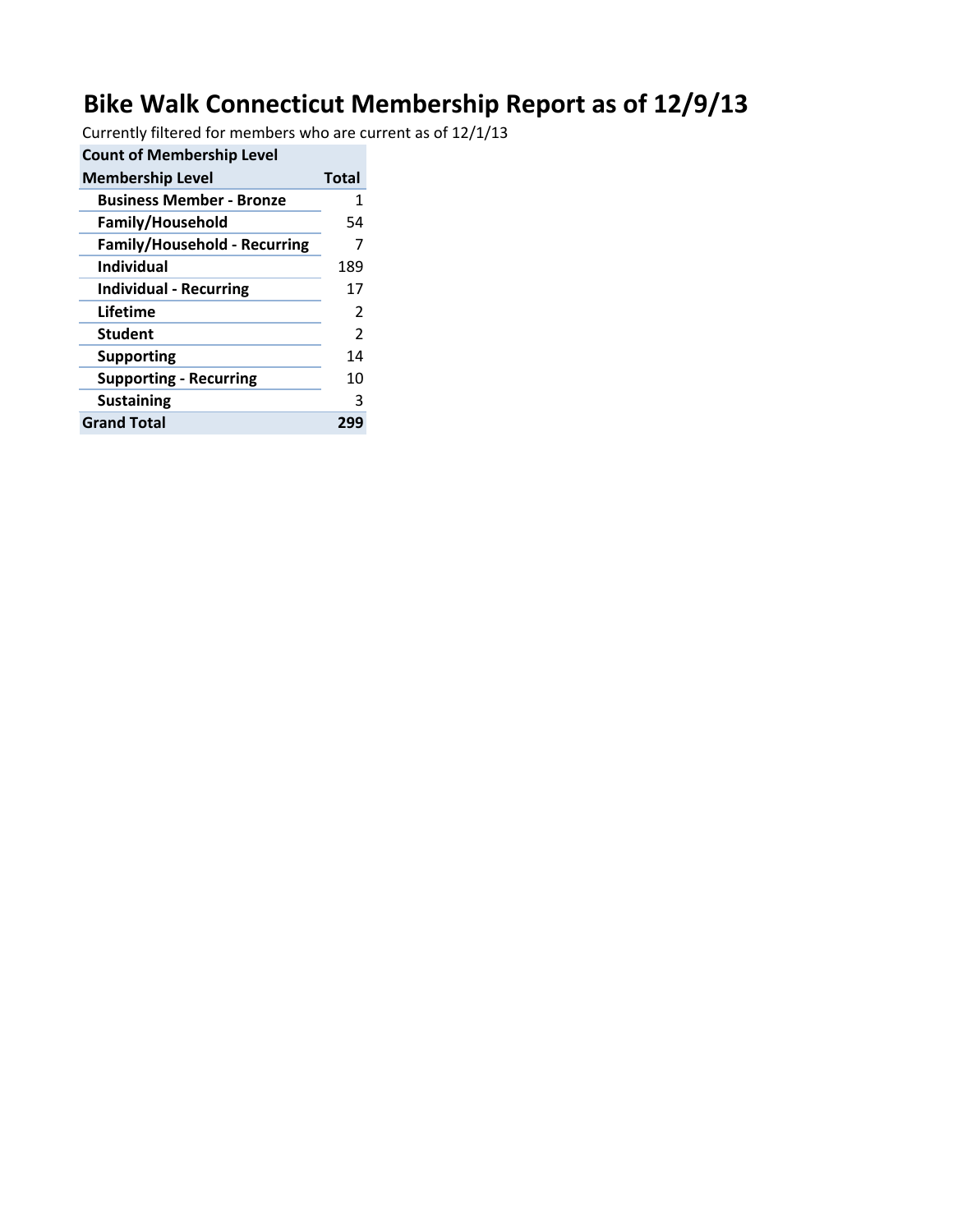# Bike Walk Connecticut Membership Report as of 12/9/13

Currently filtered for members who are current as of 12/1/13

| Count of Membership Level | |
|---|---|
| **Membership Level** | **Total** |
| **Business Member - Bronze** | 1 |
| **Family/Household** | 54 |
| **Family/Household - Recurring** | 7 |
| **Individual** | 189 |
| **Individual - Recurring** | 17 |
| **Lifetime** | 2 |
| **Student** | 2 |
| **Supporting** | 14 |
| **Supporting - Recurring** | 10 |
| **Sustaining** | 3 |
| **Grand Total** | **299** |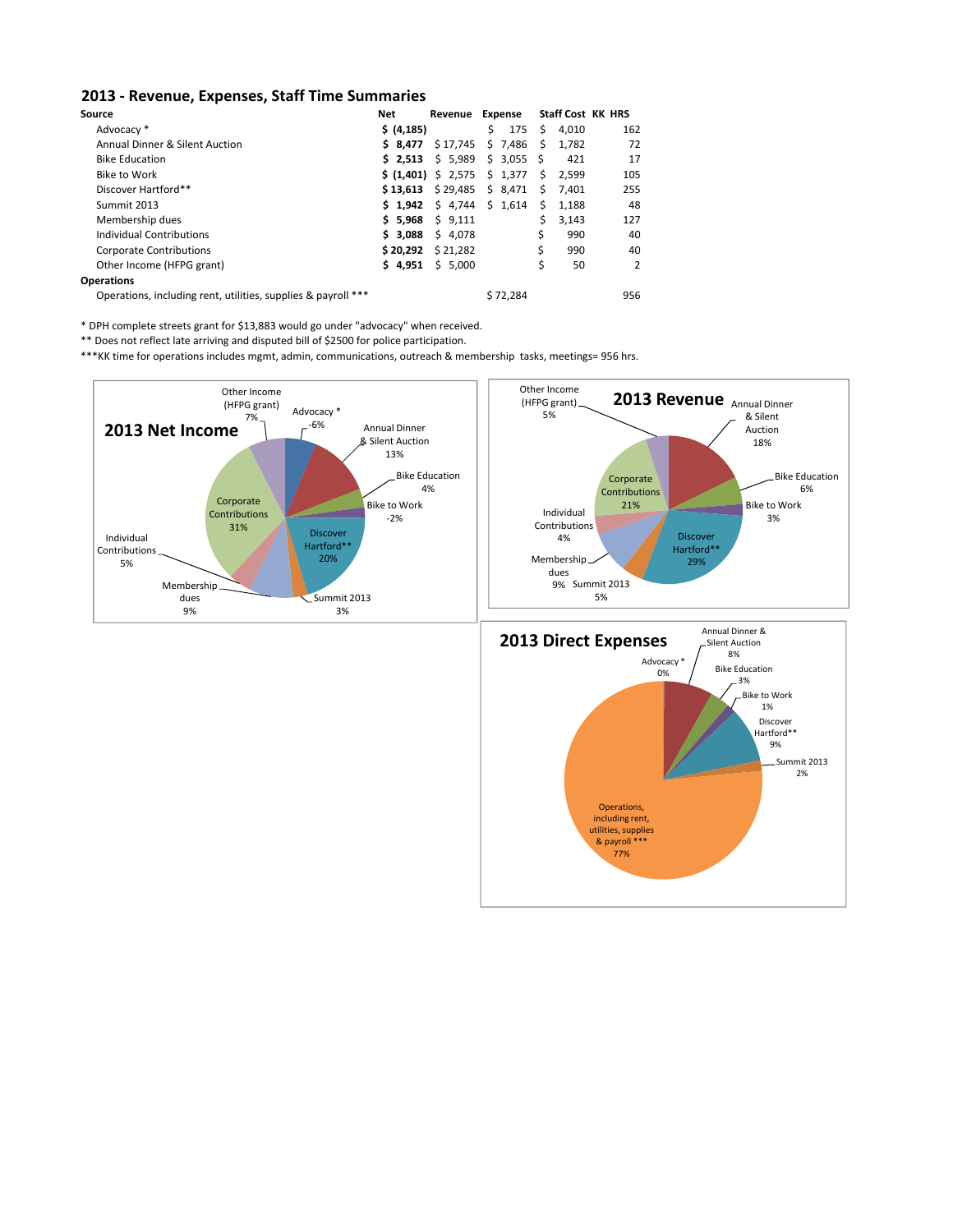## 2013 - Revenue, Expenses, Staff Time Summaries

| Source | Net | Revenue | Expense | Staff Cost | KK HRS |
|---|---|---|---|---|---|
| Advocacy * | **$ (4,185)** | | $ 175 | $ 4,010 | 162 |
| Annual Dinner & Silent Auction | **$ 8,477** | $ 17,745 | $ 7,486 | $ 1,782 | 72 |
| Bike Education | **$ 2,513** | $ 5,989 | $ 3,055 | $ 421 | 17 |
| Bike to Work | **$ (1,401)** | $ 2,575 | $ 1,377 | $ 2,599 | 105 |
| Discover Hartford** | **$ 13,613** | $ 29,485 | $ 8,471 | $ 7,401 | 255 |
| Summit 2013 | **$ 1,942** | $ 4,744 | $ 1,614 | $ 1,188 | 48 |
| Membership dues | **$ 5,968** | $ 9,111 | | $ 3,143 | 127 |
| Individual Contributions | **$ 3,088** | $ 4,078 | | $ 990 | 40 |
| Corporate Contributions | **$ 20,292** | $ 21,282 | | $ 990 | 40 |
| Other Income (HFPG grant) | **$ 4,951** | $ 5,000 | | $ 50 | 2 |
| **Operations** | | | | | |
| Operations, including rent, utilities, supplies & payroll *** | | | $ 72,284 | | 956 |

\* DPH complete streets grant for $13,883 would go under "advocacy" when received.

** Does not reflect late arriving and disputed bill of $2500 for police participation.

***KK time for operations includes mgmt, admin, communications, outreach & membership tasks, meetings= 956 hrs.

### 2013 Net Income

Other Income (HFPG grant) 7%; Advocacy * -6%; Annual Dinner & Silent Auction 13%; Bike Education 4%; Bike to Work -2%; Discover Hartford** 20%; Summit 2013 3%; Membership dues 9%; Individual Contributions 5%; Corporate Contributions 31%

### 2013 Revenue

Other Income (HFPG grant) 5%; Annual Dinner & Silent Auction 18%; Bike Education 6%; Bike to Work 3%; Discover Hartford** 29%; Summit 2013 5%; Membership dues 9%; Individual Contributions 4%; Corporate Contributions 21%

### 2013 Direct Expenses

Advocacy * 0%; Annual Dinner & Silent Auction 8%; Bike Education 3%; Bike to Work 1%; Discover Hartford** 9%; Summit 2013 2%; Operations, including rent, utilities, supplies & payroll *** 77%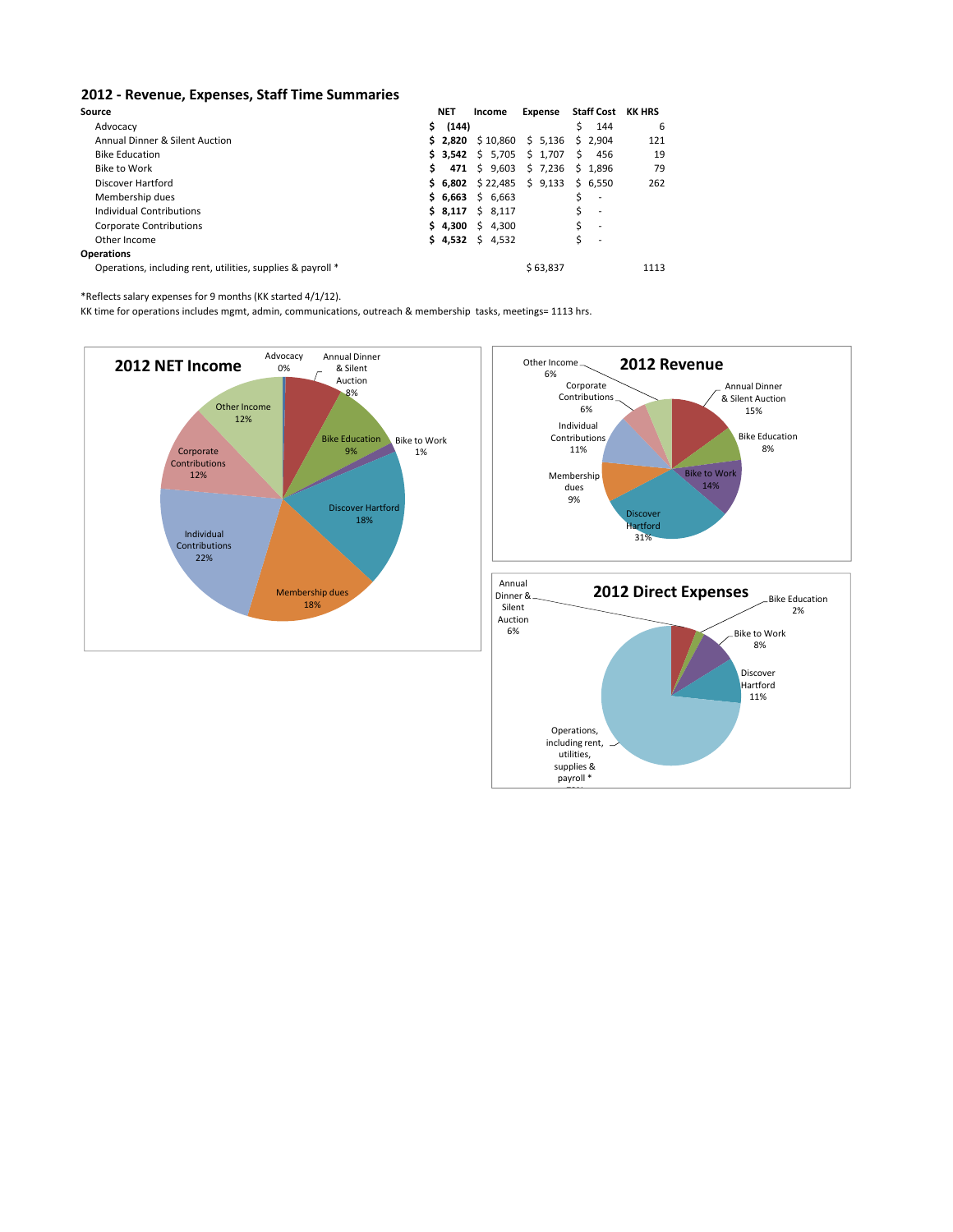## 2012 - Revenue, Expenses, Staff Time Summaries

| Source | NET | Income | Expense | Staff Cost | KK HRS |
|---|---|---|---|---|---|
| Advocacy | $ (144) | | | $ 144 | 6 |
| Annual Dinner & Silent Auction | $ 2,820 | $ 10,860 | $ 5,136 | $ 2,904 | 121 |
| Bike Education | $ 3,542 | $ 5,705 | $ 1,707 | $ 456 | 19 |
| Bike to Work | $ 471 | $ 9,603 | $ 7,236 | $ 1,896 | 79 |
| Discover Hartford | $ 6,802 | $ 22,485 | $ 9,133 | $ 6,550 | 262 |
| Membership dues | $ 6,663 | $ 6,663 | | $ - | |
| Individual Contributions | $ 8,117 | $ 8,117 | | $ - | |
| Corporate Contributions | $ 4,300 | $ 4,300 | | $ - | |
| Other Income | $ 4,532 | $ 4,532 | | $ - | |
| **Operations** | | | | | |
| Operations, including rent, utilities, supplies & payroll * | | | $ 63,837 | | 1113 |

*Reflects salary expenses for 9 months (KK started 4/1/12).

KK time for operations includes mgmt, admin, communications, outreach & membership tasks, meetings= 1113 hrs.

**2012 NET Income**

Advocacy 0%
Annual Dinner & Silent Auction 8%
Bike Education 9%
Bike to Work 1%
Discover Hartford 18%
Membership dues 18%
Individual Contributions 22%
Corporate Contributions 12%
Other Income 12%

**2012 Revenue**

Other Income 6%
Corporate Contributions 6%
Individual Contributions 11%
Membership dues 9%
Annual Dinner & Silent Auction 15%
Bike Education 8%
Bike to Work 14%
Discover Hartford 31%

**2012 Direct Expenses**

Annual Dinner & Silent Auction 6%
Bike Education 2%
Bike to Work 8%
Discover Hartford 11%
Operations, including rent, utilities, supplies & payroll *